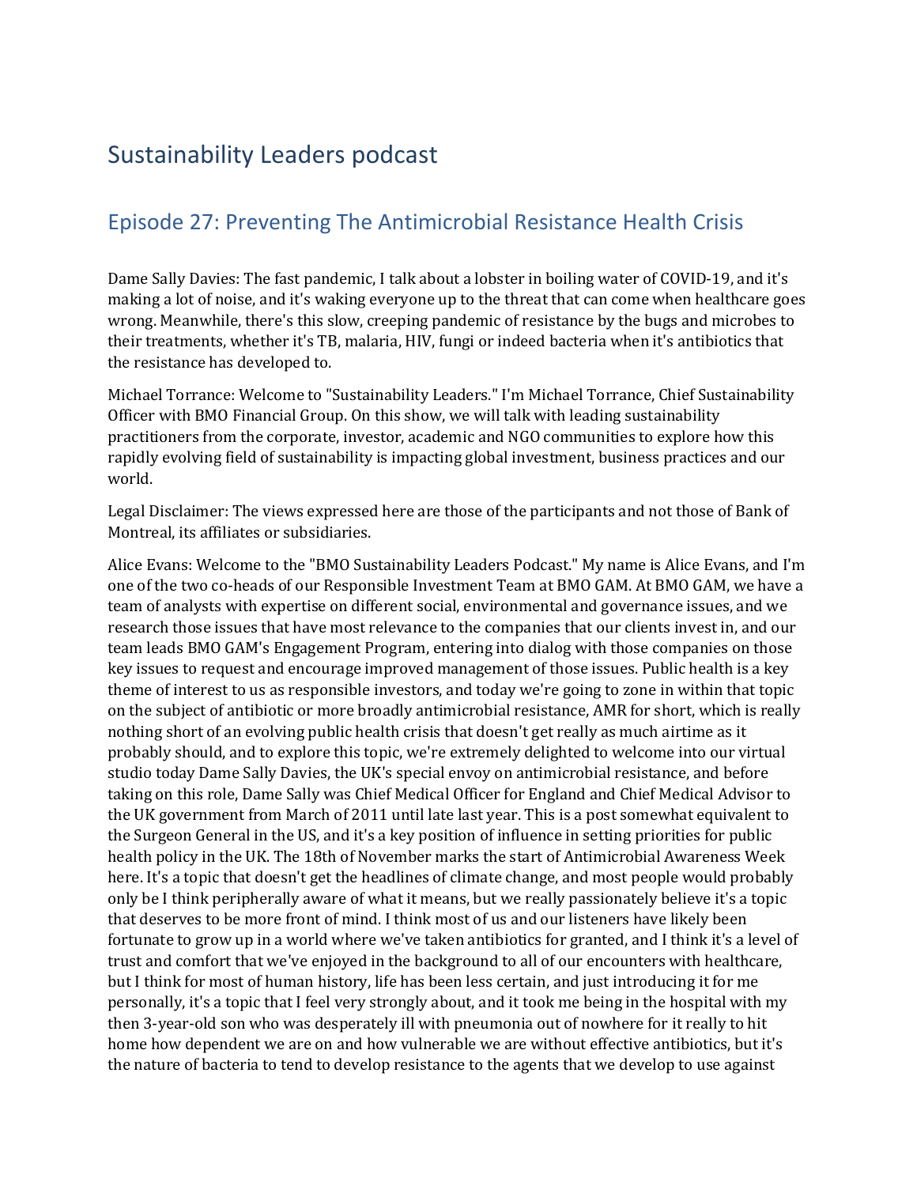# Sustainability Leaders podcast

## Episode 27: Preventing The Antimicrobial Resistance Health Crisis

Dame Sally Davies: The fast pandemic, I talk about a lobster in boiling water of COVID-19, and it's making a lot of noise, and it's waking everyone up to the threat that can come when healthcare goes wrong. Meanwhile, there's this slow, creeping pandemic of resistance by the bugs and microbes to their treatments, whether it's TB, malaria, HIV, fungi or indeed bacteria when it's antibiotics that the resistance has developed to.

Michael Torrance: Welcome to "Sustainability Leaders." I'm Michael Torrance, Chief Sustainability Officer with BMO Financial Group. On this show, we will talk with leading sustainability practitioners from the corporate, investor, academic and NGO communities to explore how this rapidly evolving field of sustainability is impacting global investment, business practices and our world.

Legal Disclaimer: The views expressed here are those of the participants and not those of Bank of Montreal, its affiliates or subsidiaries.

Alice Evans: Welcome to the "BMO Sustainability Leaders Podcast." My name is Alice Evans, and I'm one of the two co-heads of our Responsible Investment Team at BMO GAM. At BMO GAM, we have a team of analysts with expertise on different social, environmental and governance issues, and we research those issues that have most relevance to the companies that our clients invest in, and our team leads BMO GAM's Engagement Program, entering into dialog with those companies on those key issues to request and encourage improved management of those issues. Public health is a key theme of interest to us as responsible investors, and today we're going to zone in within that topic on the subject of antibiotic or more broadly antimicrobial resistance, AMR for short, which is really nothing short of an evolving public health crisis that doesn't get really as much airtime as it probably should, and to explore this topic, we're extremely delighted to welcome into our virtual studio today Dame Sally Davies, the UK's special envoy on antimicrobial resistance, and before taking on this role, Dame Sally was Chief Medical Officer for England and Chief Medical Advisor to the UK government from March of 2011 until late last year. This is a post somewhat equivalent to the Surgeon General in the US, and it's a key position of influence in setting priorities for public health policy in the UK. The 18th of November marks the start of Antimicrobial Awareness Week here. It's a topic that doesn't get the headlines of climate change, and most people would probably only be I think peripherally aware of what it means, but we really passionately believe it's a topic that deserves to be more front of mind. I think most of us and our listeners have likely been fortunate to grow up in a world where we've taken antibiotics for granted, and I think it's a level of trust and comfort that we've enjoyed in the background to all of our encounters with healthcare, but I think for most of human history, life has been less certain, and just introducing it for me personally, it's a topic that I feel very strongly about, and it took me being in the hospital with my then 3-year-old son who was desperately ill with pneumonia out of nowhere for it really to hit home how dependent we are on and how vulnerable we are without effective antibiotics, but it's the nature of bacteria to tend to develop resistance to the agents that we develop to use against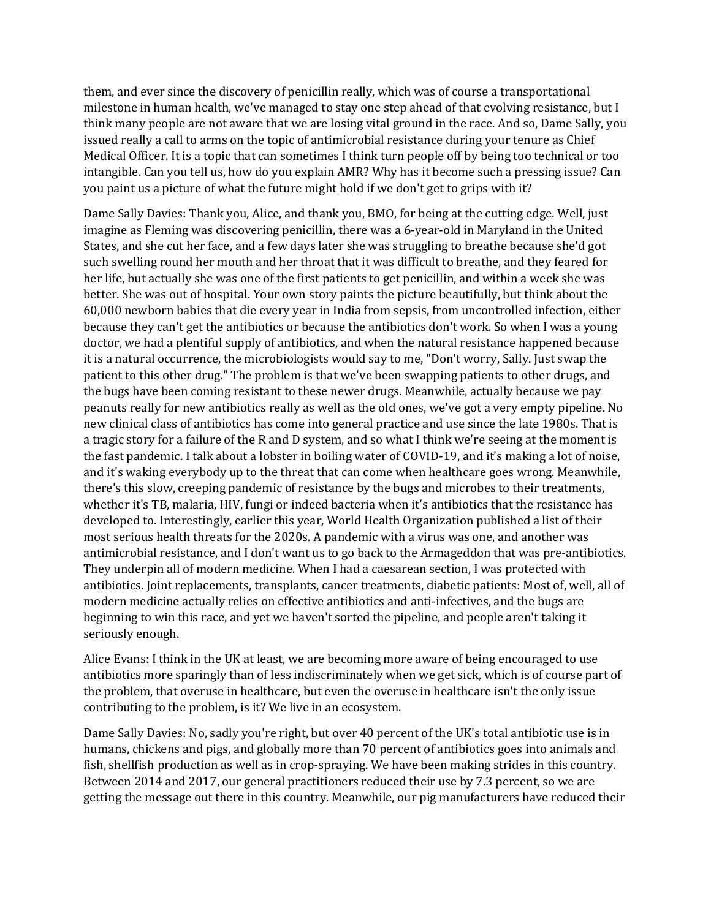them, and ever since the discovery of penicillin really, which was of course a transportational milestone in human health, we've managed to stay one step ahead of that evolving resistance, but I think many people are not aware that we are losing vital ground in the race. And so, Dame Sally, you issued really a call to arms on the topic of antimicrobial resistance during your tenure as Chief Medical Officer. It is a topic that can sometimes I think turn people off by being too technical or too intangible. Can you tell us, how do you explain AMR? Why has it become such a pressing issue? Can you paint us a picture of what the future might hold if we don't get to grips with it?

Dame Sally Davies: Thank you, Alice, and thank you, BMO, for being at the cutting edge. Well, just imagine as Fleming was discovering penicillin, there was a 6-year-old in Maryland in the United States, and she cut her face, and a few days later she was struggling to breathe because she'd got such swelling round her mouth and her throat that it was difficult to breathe, and they feared for her life, but actually she was one of the first patients to get penicillin, and within a week she was better. She was out of hospital. Your own story paints the picture beautifully, but think about the 60,000 newborn babies that die every year in India from sepsis, from uncontrolled infection, either because they can't get the antibiotics or because the antibiotics don't work. So when I was a young doctor, we had a plentiful supply of antibiotics, and when the natural resistance happened because it is a natural occurrence, the microbiologists would say to me, "Don't worry, Sally. Just swap the patient to this other drug." The problem is that we've been swapping patients to other drugs, and the bugs have been coming resistant to these newer drugs. Meanwhile, actually because we pay peanuts really for new antibiotics really as well as the old ones, we've got a very empty pipeline. No new clinical class of antibiotics has come into general practice and use since the late 1980s. That is a tragic story for a failure of the R and D system, and so what I think we're seeing at the moment is the fast pandemic. I talk about a lobster in boiling water of COVID-19, and it's making a lot of noise, and it's waking everybody up to the threat that can come when healthcare goes wrong. Meanwhile, there's this slow, creeping pandemic of resistance by the bugs and microbes to their treatments, whether it's TB, malaria, HIV, fungi or indeed bacteria when it's antibiotics that the resistance has developed to. Interestingly, earlier this year, World Health Organization published a list of their most serious health threats for the 2020s. A pandemic with a virus was one, and another was antimicrobial resistance, and I don't want us to go back to the Armageddon that was pre-antibiotics. They underpin all of modern medicine. When I had a caesarean section, I was protected with antibiotics. Joint replacements, transplants, cancer treatments, diabetic patients: Most of, well, all of modern medicine actually relies on effective antibiotics and anti-infectives, and the bugs are beginning to win this race, and yet we haven't sorted the pipeline, and people aren't taking it seriously enough.

Alice Evans: I think in the UK at least, we are becoming more aware of being encouraged to use antibiotics more sparingly than of less indiscriminately when we get sick, which is of course part of the problem, that overuse in healthcare, but even the overuse in healthcare isn't the only issue contributing to the problem, is it? We live in an ecosystem.

Dame Sally Davies: No, sadly you're right, but over 40 percent of the UK's total antibiotic use is in humans, chickens and pigs, and globally more than 70 percent of antibiotics goes into animals and fish, shellfish production as well as in crop-spraying. We have been making strides in this country. Between 2014 and 2017, our general practitioners reduced their use by 7.3 percent, so we are getting the message out there in this country. Meanwhile, our pig manufacturers have reduced their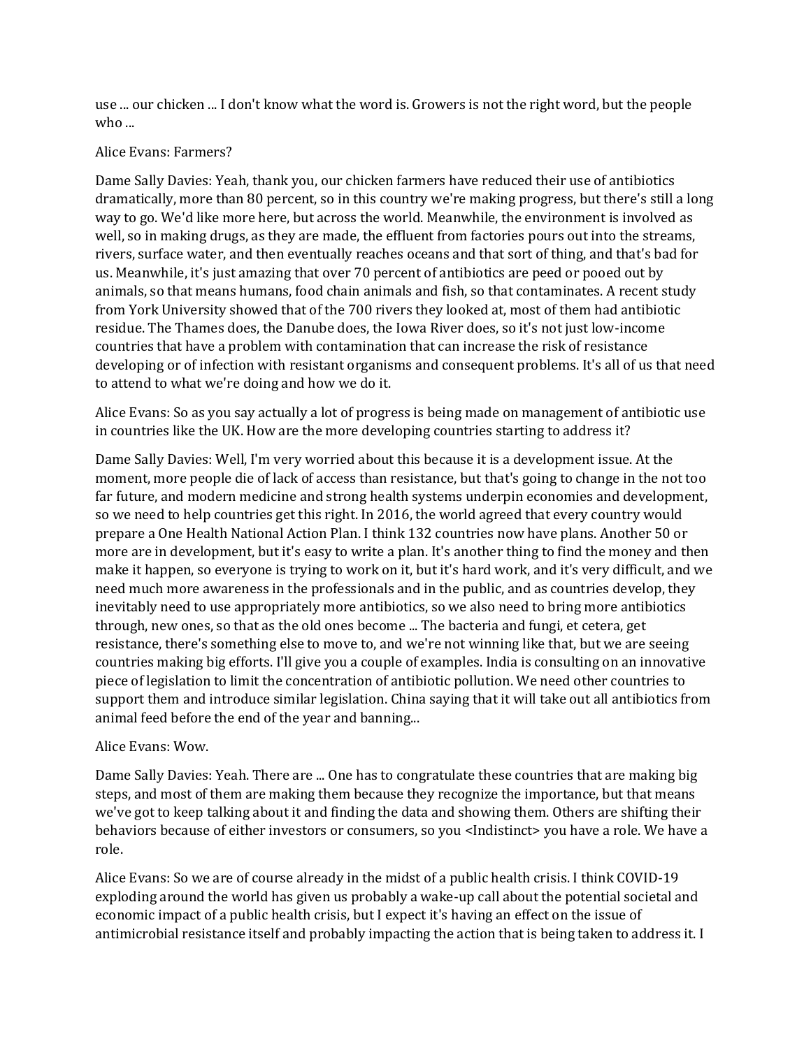use ... our chicken ... I don't know what the word is. Growers is not the right word, but the people who ...

Alice Evans: Farmers?

Dame Sally Davies: Yeah, thank you, our chicken farmers have reduced their use of antibiotics dramatically, more than 80 percent, so in this country we're making progress, but there's still a long way to go. We'd like more here, but across the world. Meanwhile, the environment is involved as well, so in making drugs, as they are made, the effluent from factories pours out into the streams, rivers, surface water, and then eventually reaches oceans and that sort of thing, and that's bad for us. Meanwhile, it's just amazing that over 70 percent of antibiotics are peed or pooed out by animals, so that means humans, food chain animals and fish, so that contaminates. A recent study from York University showed that of the 700 rivers they looked at, most of them had antibiotic residue. The Thames does, the Danube does, the Iowa River does, so it's not just low-income countries that have a problem with contamination that can increase the risk of resistance developing or of infection with resistant organisms and consequent problems. It's all of us that need to attend to what we're doing and how we do it.

Alice Evans: So as you say actually a lot of progress is being made on management of antibiotic use in countries like the UK. How are the more developing countries starting to address it?

Dame Sally Davies: Well, I'm very worried about this because it is a development issue. At the moment, more people die of lack of access than resistance, but that's going to change in the not too far future, and modern medicine and strong health systems underpin economies and development, so we need to help countries get this right. In 2016, the world agreed that every country would prepare a One Health National Action Plan. I think 132 countries now have plans. Another 50 or more are in development, but it's easy to write a plan. It's another thing to find the money and then make it happen, so everyone is trying to work on it, but it's hard work, and it's very difficult, and we need much more awareness in the professionals and in the public, and as countries develop, they inevitably need to use appropriately more antibiotics, so we also need to bring more antibiotics through, new ones, so that as the old ones become ... The bacteria and fungi, et cetera, get resistance, there's something else to move to, and we're not winning like that, but we are seeing countries making big efforts. I'll give you a couple of examples. India is consulting on an innovative piece of legislation to limit the concentration of antibiotic pollution. We need other countries to support them and introduce similar legislation. China saying that it will take out all antibiotics from animal feed before the end of the year and banning...

Alice Evans: Wow.

Dame Sally Davies: Yeah. There are ... One has to congratulate these countries that are making big steps, and most of them are making them because they recognize the importance, but that means we've got to keep talking about it and finding the data and showing them. Others are shifting their behaviors because of either investors or consumers, so you <Indistinct> you have a role. We have a role.

Alice Evans: So we are of course already in the midst of a public health crisis. I think COVID-19 exploding around the world has given us probably a wake-up call about the potential societal and economic impact of a public health crisis, but I expect it's having an effect on the issue of antimicrobial resistance itself and probably impacting the action that is being taken to address it. I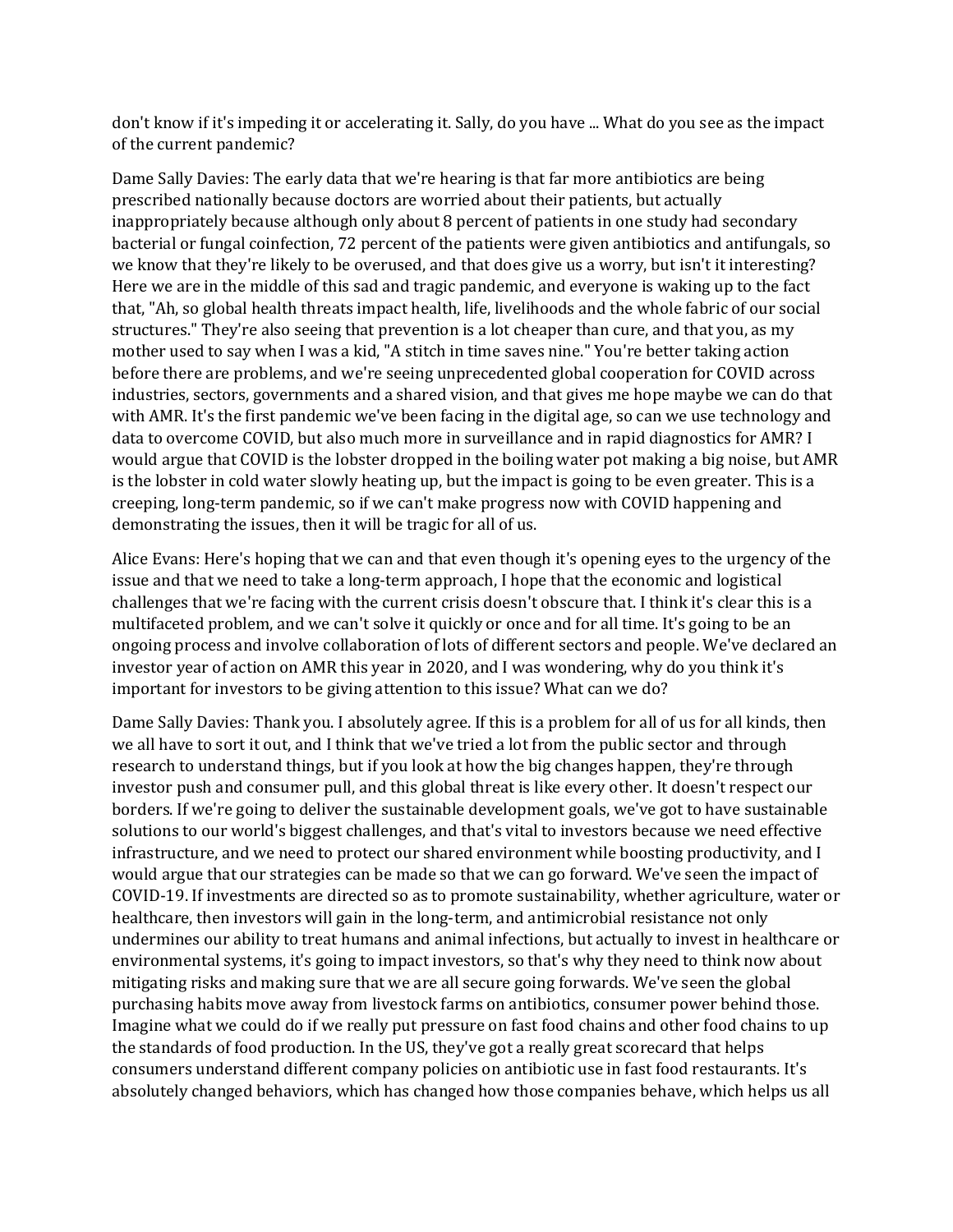don't know if it's impeding it or accelerating it. Sally, do you have ... What do you see as the impact of the current pandemic?

Dame Sally Davies: The early data that we're hearing is that far more antibiotics are being prescribed nationally because doctors are worried about their patients, but actually inappropriately because although only about 8 percent of patients in one study had secondary bacterial or fungal coinfection, 72 percent of the patients were given antibiotics and antifungals, so we know that they're likely to be overused, and that does give us a worry, but isn't it interesting? Here we are in the middle of this sad and tragic pandemic, and everyone is waking up to the fact that, "Ah, so global health threats impact health, life, livelihoods and the whole fabric of our social structures." They're also seeing that prevention is a lot cheaper than cure, and that you, as my mother used to say when I was a kid, "A stitch in time saves nine." You're better taking action before there are problems, and we're seeing unprecedented global cooperation for COVID across industries, sectors, governments and a shared vision, and that gives me hope maybe we can do that with AMR. It's the first pandemic we've been facing in the digital age, so can we use technology and data to overcome COVID, but also much more in surveillance and in rapid diagnostics for AMR? I would argue that COVID is the lobster dropped in the boiling water pot making a big noise, but AMR is the lobster in cold water slowly heating up, but the impact is going to be even greater. This is a creeping, long-term pandemic, so if we can't make progress now with COVID happening and demonstrating the issues, then it will be tragic for all of us.

Alice Evans: Here's hoping that we can and that even though it's opening eyes to the urgency of the issue and that we need to take a long-term approach, I hope that the economic and logistical challenges that we're facing with the current crisis doesn't obscure that. I think it's clear this is a multifaceted problem, and we can't solve it quickly or once and for all time. It's going to be an ongoing process and involve collaboration of lots of different sectors and people. We've declared an investor year of action on AMR this year in 2020, and I was wondering, why do you think it's important for investors to be giving attention to this issue? What can we do?

Dame Sally Davies: Thank you. I absolutely agree. If this is a problem for all of us for all kinds, then we all have to sort it out, and I think that we've tried a lot from the public sector and through research to understand things, but if you look at how the big changes happen, they're through investor push and consumer pull, and this global threat is like every other. It doesn't respect our borders. If we're going to deliver the sustainable development goals, we've got to have sustainable solutions to our world's biggest challenges, and that's vital to investors because we need effective infrastructure, and we need to protect our shared environment while boosting productivity, and I would argue that our strategies can be made so that we can go forward. We've seen the impact of COVID-19. If investments are directed so as to promote sustainability, whether agriculture, water or healthcare, then investors will gain in the long-term, and antimicrobial resistance not only undermines our ability to treat humans and animal infections, but actually to invest in healthcare or environmental systems, it's going to impact investors, so that's why they need to think now about mitigating risks and making sure that we are all secure going forwards. We've seen the global purchasing habits move away from livestock farms on antibiotics, consumer power behind those. Imagine what we could do if we really put pressure on fast food chains and other food chains to up the standards of food production. In the US, they've got a really great scorecard that helps consumers understand different company policies on antibiotic use in fast food restaurants. It's absolutely changed behaviors, which has changed how those companies behave, which helps us all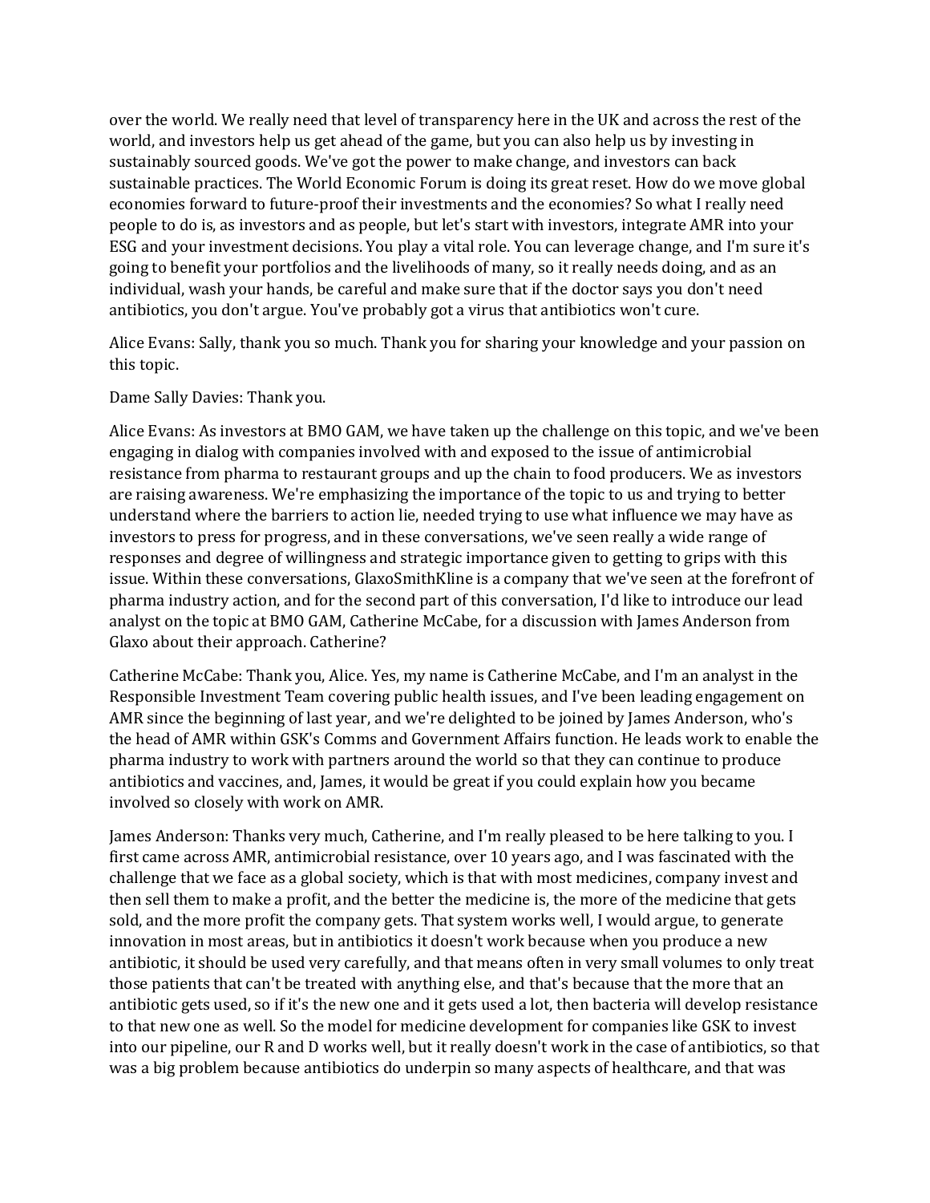over the world. We really need that level of transparency here in the UK and across the rest of the world, and investors help us get ahead of the game, but you can also help us by investing in sustainably sourced goods. We've got the power to make change, and investors can back sustainable practices. The World Economic Forum is doing its great reset. How do we move global economies forward to future-proof their investments and the economies? So what I really need people to do is, as investors and as people, but let's start with investors, integrate AMR into your ESG and your investment decisions. You play a vital role. You can leverage change, and I'm sure it's going to benefit your portfolios and the livelihoods of many, so it really needs doing, and as an individual, wash your hands, be careful and make sure that if the doctor says you don't need antibiotics, you don't argue. You've probably got a virus that antibiotics won't cure.

Alice Evans: Sally, thank you so much. Thank you for sharing your knowledge and your passion on this topic.

Dame Sally Davies: Thank you.

Alice Evans: As investors at BMO GAM, we have taken up the challenge on this topic, and we've been engaging in dialog with companies involved with and exposed to the issue of antimicrobial resistance from pharma to restaurant groups and up the chain to food producers. We as investors are raising awareness. We're emphasizing the importance of the topic to us and trying to better understand where the barriers to action lie, needed trying to use what influence we may have as investors to press for progress, and in these conversations, we've seen really a wide range of responses and degree of willingness and strategic importance given to getting to grips with this issue. Within these conversations, GlaxoSmithKline is a company that we've seen at the forefront of pharma industry action, and for the second part of this conversation, I'd like to introduce our lead analyst on the topic at BMO GAM, Catherine McCabe, for a discussion with James Anderson from Glaxo about their approach. Catherine?

Catherine McCabe: Thank you, Alice. Yes, my name is Catherine McCabe, and I'm an analyst in the Responsible Investment Team covering public health issues, and I've been leading engagement on AMR since the beginning of last year, and we're delighted to be joined by James Anderson, who's the head of AMR within GSK's Comms and Government Affairs function. He leads work to enable the pharma industry to work with partners around the world so that they can continue to produce antibiotics and vaccines, and, James, it would be great if you could explain how you became involved so closely with work on AMR.

James Anderson: Thanks very much, Catherine, and I'm really pleased to be here talking to you. I first came across AMR, antimicrobial resistance, over 10 years ago, and I was fascinated with the challenge that we face as a global society, which is that with most medicines, company invest and then sell them to make a profit, and the better the medicine is, the more of the medicine that gets sold, and the more profit the company gets. That system works well, I would argue, to generate innovation in most areas, but in antibiotics it doesn't work because when you produce a new antibiotic, it should be used very carefully, and that means often in very small volumes to only treat those patients that can't be treated with anything else, and that's because that the more that an antibiotic gets used, so if it's the new one and it gets used a lot, then bacteria will develop resistance to that new one as well. So the model for medicine development for companies like GSK to invest into our pipeline, our R and D works well, but it really doesn't work in the case of antibiotics, so that was a big problem because antibiotics do underpin so many aspects of healthcare, and that was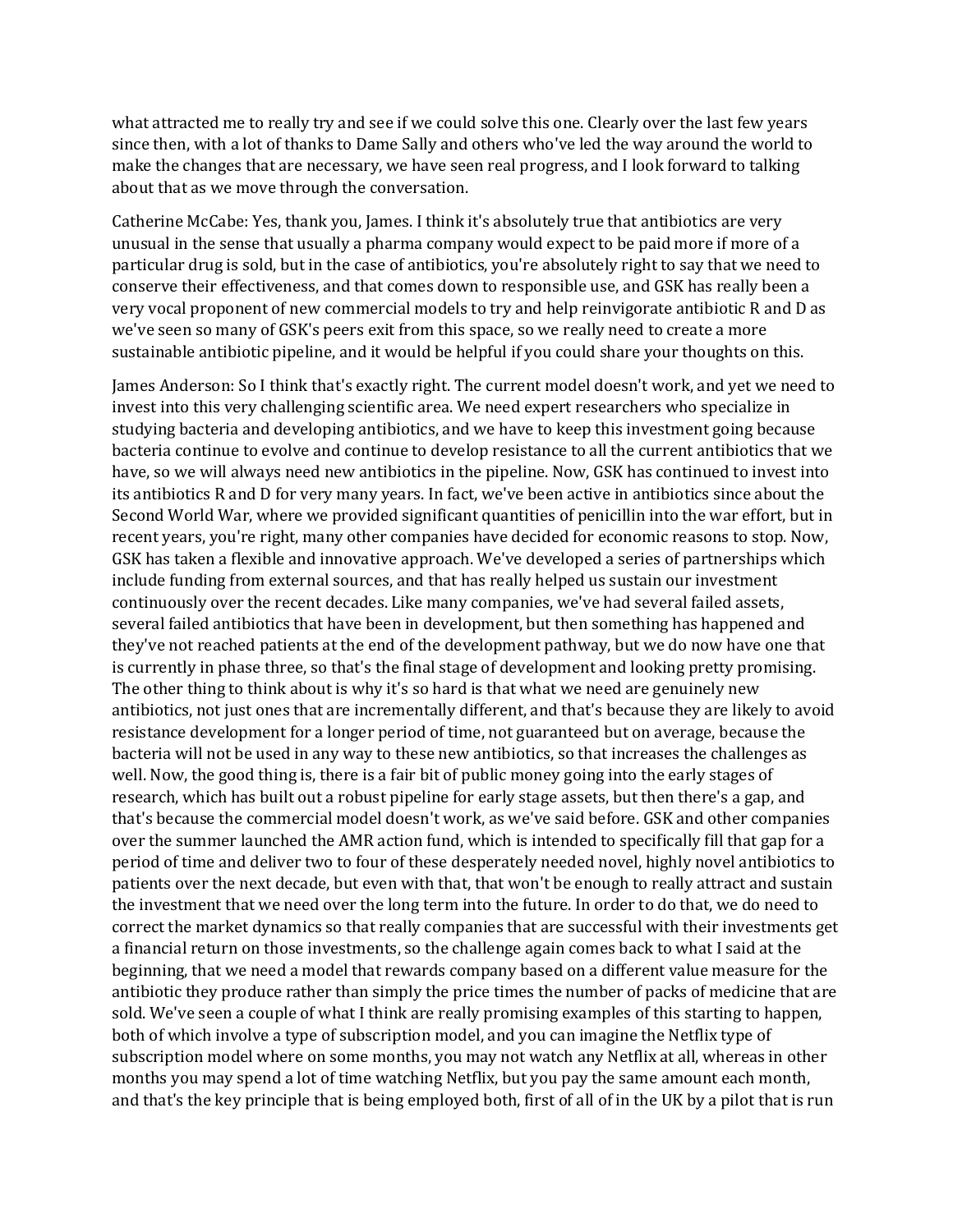what attracted me to really try and see if we could solve this one. Clearly over the last few years since then, with a lot of thanks to Dame Sally and others who've led the way around the world to make the changes that are necessary, we have seen real progress, and I look forward to talking about that as we move through the conversation.

Catherine McCabe: Yes, thank you, James. I think it's absolutely true that antibiotics are very unusual in the sense that usually a pharma company would expect to be paid more if more of a particular drug is sold, but in the case of antibiotics, you're absolutely right to say that we need to conserve their effectiveness, and that comes down to responsible use, and GSK has really been a very vocal proponent of new commercial models to try and help reinvigorate antibiotic R and D as we've seen so many of GSK's peers exit from this space, so we really need to create a more sustainable antibiotic pipeline, and it would be helpful if you could share your thoughts on this.

James Anderson: So I think that's exactly right. The current model doesn't work, and yet we need to invest into this very challenging scientific area. We need expert researchers who specialize in studying bacteria and developing antibiotics, and we have to keep this investment going because bacteria continue to evolve and continue to develop resistance to all the current antibiotics that we have, so we will always need new antibiotics in the pipeline. Now, GSK has continued to invest into its antibiotics R and D for very many years. In fact, we've been active in antibiotics since about the Second World War, where we provided significant quantities of penicillin into the war effort, but in recent years, you're right, many other companies have decided for economic reasons to stop. Now, GSK has taken a flexible and innovative approach. We've developed a series of partnerships which include funding from external sources, and that has really helped us sustain our investment continuously over the recent decades. Like many companies, we've had several failed assets, several failed antibiotics that have been in development, but then something has happened and they've not reached patients at the end of the development pathway, but we do now have one that is currently in phase three, so that's the final stage of development and looking pretty promising. The other thing to think about is why it's so hard is that what we need are genuinely new antibiotics, not just ones that are incrementally different, and that's because they are likely to avoid resistance development for a longer period of time, not guaranteed but on average, because the bacteria will not be used in any way to these new antibiotics, so that increases the challenges as well. Now, the good thing is, there is a fair bit of public money going into the early stages of research, which has built out a robust pipeline for early stage assets, but then there's a gap, and that's because the commercial model doesn't work, as we've said before. GSK and other companies over the summer launched the AMR action fund, which is intended to specifically fill that gap for a period of time and deliver two to four of these desperately needed novel, highly novel antibiotics to patients over the next decade, but even with that, that won't be enough to really attract and sustain the investment that we need over the long term into the future. In order to do that, we do need to correct the market dynamics so that really companies that are successful with their investments get a financial return on those investments, so the challenge again comes back to what I said at the beginning, that we need a model that rewards company based on a different value measure for the antibiotic they produce rather than simply the price times the number of packs of medicine that are sold. We've seen a couple of what I think are really promising examples of this starting to happen, both of which involve a type of subscription model, and you can imagine the Netflix type of subscription model where on some months, you may not watch any Netflix at all, whereas in other months you may spend a lot of time watching Netflix, but you pay the same amount each month, and that's the key principle that is being employed both, first of all of in the UK by a pilot that is run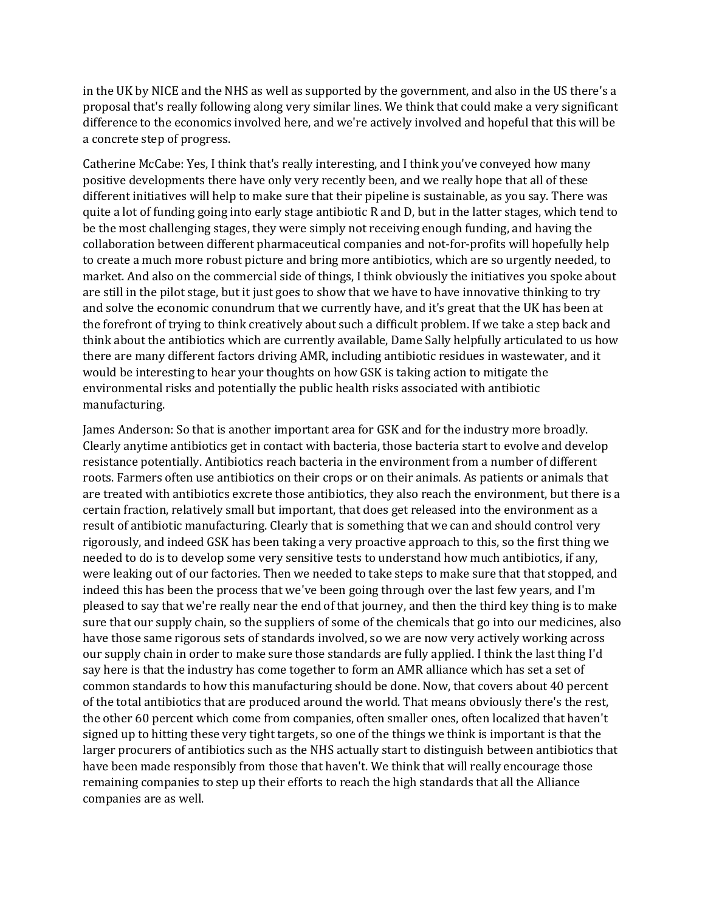in the UK by NICE and the NHS as well as supported by the government, and also in the US there's a proposal that's really following along very similar lines. We think that could make a very significant difference to the economics involved here, and we're actively involved and hopeful that this will be a concrete step of progress.

Catherine McCabe: Yes, I think that's really interesting, and I think you've conveyed how many positive developments there have only very recently been, and we really hope that all of these different initiatives will help to make sure that their pipeline is sustainable, as you say. There was quite a lot of funding going into early stage antibiotic R and D, but in the latter stages, which tend to be the most challenging stages, they were simply not receiving enough funding, and having the collaboration between different pharmaceutical companies and not-for-profits will hopefully help to create a much more robust picture and bring more antibiotics, which are so urgently needed, to market. And also on the commercial side of things, I think obviously the initiatives you spoke about are still in the pilot stage, but it just goes to show that we have to have innovative thinking to try and solve the economic conundrum that we currently have, and it's great that the UK has been at the forefront of trying to think creatively about such a difficult problem. If we take a step back and think about the antibiotics which are currently available, Dame Sally helpfully articulated to us how there are many different factors driving AMR, including antibiotic residues in wastewater, and it would be interesting to hear your thoughts on how GSK is taking action to mitigate the environmental risks and potentially the public health risks associated with antibiotic manufacturing.

James Anderson: So that is another important area for GSK and for the industry more broadly. Clearly anytime antibiotics get in contact with bacteria, those bacteria start to evolve and develop resistance potentially. Antibiotics reach bacteria in the environment from a number of different roots. Farmers often use antibiotics on their crops or on their animals. As patients or animals that are treated with antibiotics excrete those antibiotics, they also reach the environment, but there is a certain fraction, relatively small but important, that does get released into the environment as a result of antibiotic manufacturing. Clearly that is something that we can and should control very rigorously, and indeed GSK has been taking a very proactive approach to this, so the first thing we needed to do is to develop some very sensitive tests to understand how much antibiotics, if any, were leaking out of our factories. Then we needed to take steps to make sure that that stopped, and indeed this has been the process that we've been going through over the last few years, and I'm pleased to say that we're really near the end of that journey, and then the third key thing is to make sure that our supply chain, so the suppliers of some of the chemicals that go into our medicines, also have those same rigorous sets of standards involved, so we are now very actively working across our supply chain in order to make sure those standards are fully applied. I think the last thing I'd say here is that the industry has come together to form an AMR alliance which has set a set of common standards to how this manufacturing should be done. Now, that covers about 40 percent of the total antibiotics that are produced around the world. That means obviously there's the rest, the other 60 percent which come from companies, often smaller ones, often localized that haven't signed up to hitting these very tight targets, so one of the things we think is important is that the larger procurers of antibiotics such as the NHS actually start to distinguish between antibiotics that have been made responsibly from those that haven't. We think that will really encourage those remaining companies to step up their efforts to reach the high standards that all the Alliance companies are as well.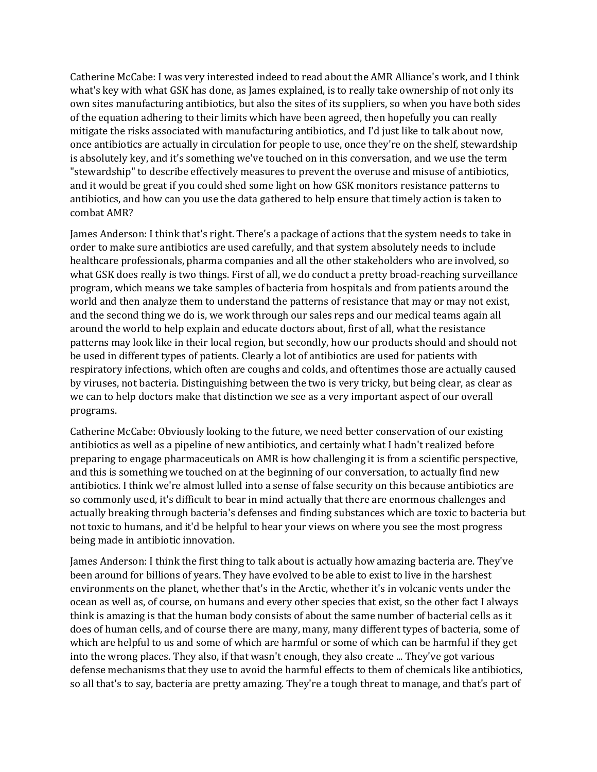Catherine McCabe: I was very interested indeed to read about the AMR Alliance's work, and I think what's key with what GSK has done, as James explained, is to really take ownership of not only its own sites manufacturing antibiotics, but also the sites of its suppliers, so when you have both sides of the equation adhering to their limits which have been agreed, then hopefully you can really mitigate the risks associated with manufacturing antibiotics, and I'd just like to talk about now, once antibiotics are actually in circulation for people to use, once they're on the shelf, stewardship is absolutely key, and it's something we've touched on in this conversation, and we use the term "stewardship" to describe effectively measures to prevent the overuse and misuse of antibiotics, and it would be great if you could shed some light on how GSK monitors resistance patterns to antibiotics, and how can you use the data gathered to help ensure that timely action is taken to combat AMR?

James Anderson: I think that's right. There's a package of actions that the system needs to take in order to make sure antibiotics are used carefully, and that system absolutely needs to include healthcare professionals, pharma companies and all the other stakeholders who are involved, so what GSK does really is two things. First of all, we do conduct a pretty broad-reaching surveillance program, which means we take samples of bacteria from hospitals and from patients around the world and then analyze them to understand the patterns of resistance that may or may not exist, and the second thing we do is, we work through our sales reps and our medical teams again all around the world to help explain and educate doctors about, first of all, what the resistance patterns may look like in their local region, but secondly, how our products should and should not be used in different types of patients. Clearly a lot of antibiotics are used for patients with respiratory infections, which often are coughs and colds, and oftentimes those are actually caused by viruses, not bacteria. Distinguishing between the two is very tricky, but being clear, as clear as we can to help doctors make that distinction we see as a very important aspect of our overall programs.

Catherine McCabe: Obviously looking to the future, we need better conservation of our existing antibiotics as well as a pipeline of new antibiotics, and certainly what I hadn't realized before preparing to engage pharmaceuticals on AMR is how challenging it is from a scientific perspective, and this is something we touched on at the beginning of our conversation, to actually find new antibiotics. I think we're almost lulled into a sense of false security on this because antibiotics are so commonly used, it's difficult to bear in mind actually that there are enormous challenges and actually breaking through bacteria's defenses and finding substances which are toxic to bacteria but not toxic to humans, and it'd be helpful to hear your views on where you see the most progress being made in antibiotic innovation.

James Anderson: I think the first thing to talk about is actually how amazing bacteria are. They've been around for billions of years. They have evolved to be able to exist to live in the harshest environments on the planet, whether that's in the Arctic, whether it's in volcanic vents under the ocean as well as, of course, on humans and every other species that exist, so the other fact I always think is amazing is that the human body consists of about the same number of bacterial cells as it does of human cells, and of course there are many, many, many different types of bacteria, some of which are helpful to us and some of which are harmful or some of which can be harmful if they get into the wrong places. They also, if that wasn't enough, they also create ... They've got various defense mechanisms that they use to avoid the harmful effects to them of chemicals like antibiotics, so all that's to say, bacteria are pretty amazing. They're a tough threat to manage, and that's part of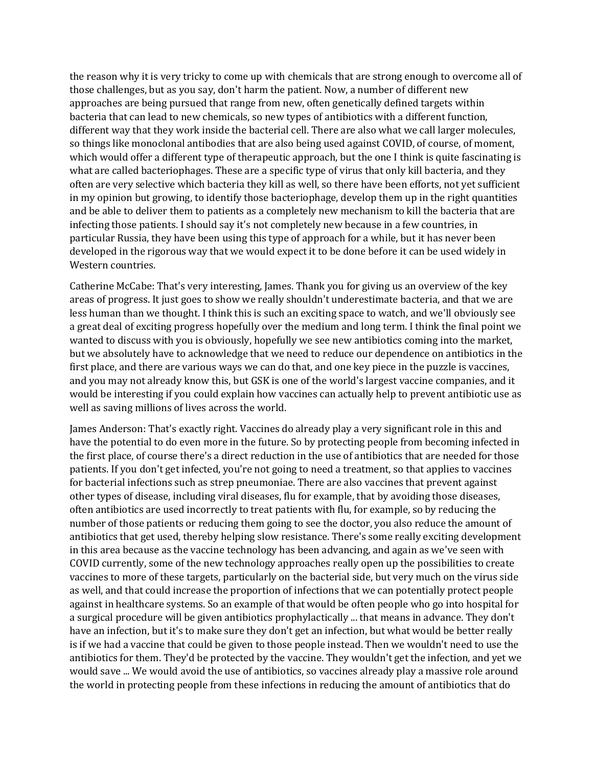the reason why it is very tricky to come up with chemicals that are strong enough to overcome all of those challenges, but as you say, don't harm the patient. Now, a number of different new approaches are being pursued that range from new, often genetically defined targets within bacteria that can lead to new chemicals, so new types of antibiotics with a different function, different way that they work inside the bacterial cell. There are also what we call larger molecules, so things like monoclonal antibodies that are also being used against COVID, of course, of moment, which would offer a different type of therapeutic approach, but the one I think is quite fascinating is what are called bacteriophages. These are a specific type of virus that only kill bacteria, and they often are very selective which bacteria they kill as well, so there have been efforts, not yet sufficient in my opinion but growing, to identify those bacteriophage, develop them up in the right quantities and be able to deliver them to patients as a completely new mechanism to kill the bacteria that are infecting those patients. I should say it's not completely new because in a few countries, in particular Russia, they have been using this type of approach for a while, but it has never been developed in the rigorous way that we would expect it to be done before it can be used widely in Western countries.

Catherine McCabe: That's very interesting, James. Thank you for giving us an overview of the key areas of progress. It just goes to show we really shouldn't underestimate bacteria, and that we are less human than we thought. I think this is such an exciting space to watch, and we'll obviously see a great deal of exciting progress hopefully over the medium and long term. I think the final point we wanted to discuss with you is obviously, hopefully we see new antibiotics coming into the market, but we absolutely have to acknowledge that we need to reduce our dependence on antibiotics in the first place, and there are various ways we can do that, and one key piece in the puzzle is vaccines, and you may not already know this, but GSK is one of the world's largest vaccine companies, and it would be interesting if you could explain how vaccines can actually help to prevent antibiotic use as well as saving millions of lives across the world.

James Anderson: That's exactly right. Vaccines do already play a very significant role in this and have the potential to do even more in the future. So by protecting people from becoming infected in the first place, of course there's a direct reduction in the use of antibiotics that are needed for those patients. If you don't get infected, you're not going to need a treatment, so that applies to vaccines for bacterial infections such as strep pneumoniae. There are also vaccines that prevent against other types of disease, including viral diseases, flu for example, that by avoiding those diseases, often antibiotics are used incorrectly to treat patients with flu, for example, so by reducing the number of those patients or reducing them going to see the doctor, you also reduce the amount of antibiotics that get used, thereby helping slow resistance. There's some really exciting development in this area because as the vaccine technology has been advancing, and again as we've seen with COVID currently, some of the new technology approaches really open up the possibilities to create vaccines to more of these targets, particularly on the bacterial side, but very much on the virus side as well, and that could increase the proportion of infections that we can potentially protect people against in healthcare systems. So an example of that would be often people who go into hospital for a surgical procedure will be given antibiotics prophylactically ... that means in advance. They don't have an infection, but it's to make sure they don't get an infection, but what would be better really is if we had a vaccine that could be given to those people instead. Then we wouldn't need to use the antibiotics for them. They'd be protected by the vaccine. They wouldn't get the infection, and yet we would save ... We would avoid the use of antibiotics, so vaccines already play a massive role around the world in protecting people from these infections in reducing the amount of antibiotics that do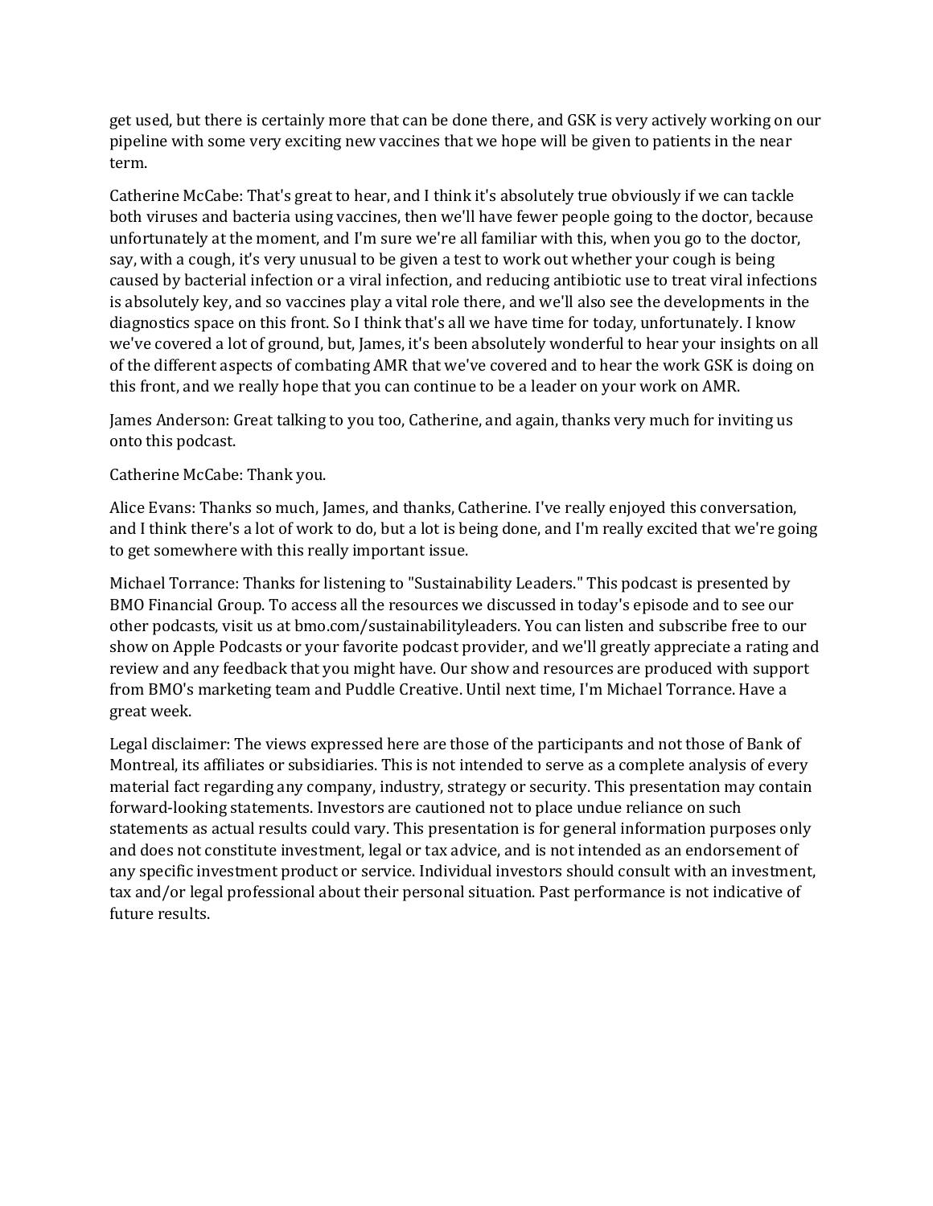get used, but there is certainly more that can be done there, and GSK is very actively working on our pipeline with some very exciting new vaccines that we hope will be given to patients in the near term.

Catherine McCabe: That's great to hear, and I think it's absolutely true obviously if we can tackle both viruses and bacteria using vaccines, then we'll have fewer people going to the doctor, because unfortunately at the moment, and I'm sure we're all familiar with this, when you go to the doctor, say, with a cough, it's very unusual to be given a test to work out whether your cough is being caused by bacterial infection or a viral infection, and reducing antibiotic use to treat viral infections is absolutely key, and so vaccines play a vital role there, and we'll also see the developments in the diagnostics space on this front. So I think that's all we have time for today, unfortunately. I know we've covered a lot of ground, but, James, it's been absolutely wonderful to hear your insights on all of the different aspects of combating AMR that we've covered and to hear the work GSK is doing on this front, and we really hope that you can continue to be a leader on your work on AMR.

James Anderson: Great talking to you too, Catherine, and again, thanks very much for inviting us onto this podcast.

Catherine McCabe: Thank you.

Alice Evans: Thanks so much, James, and thanks, Catherine. I've really enjoyed this conversation, and I think there's a lot of work to do, but a lot is being done, and I'm really excited that we're going to get somewhere with this really important issue.

Michael Torrance: Thanks for listening to "Sustainability Leaders." This podcast is presented by BMO Financial Group. To access all the resources we discussed in today's episode and to see our other podcasts, visit us at bmo.com/sustainabilityleaders. You can listen and subscribe free to our show on Apple Podcasts or your favorite podcast provider, and we'll greatly appreciate a rating and review and any feedback that you might have. Our show and resources are produced with support from BMO's marketing team and Puddle Creative. Until next time, I'm Michael Torrance. Have a great week.

Legal disclaimer: The views expressed here are those of the participants and not those of Bank of Montreal, its affiliates or subsidiaries. This is not intended to serve as a complete analysis of every material fact regarding any company, industry, strategy or security. This presentation may contain forward-looking statements. Investors are cautioned not to place undue reliance on such statements as actual results could vary. This presentation is for general information purposes only and does not constitute investment, legal or tax advice, and is not intended as an endorsement of any specific investment product or service. Individual investors should consult with an investment, tax and/or legal professional about their personal situation. Past performance is not indicative of future results.